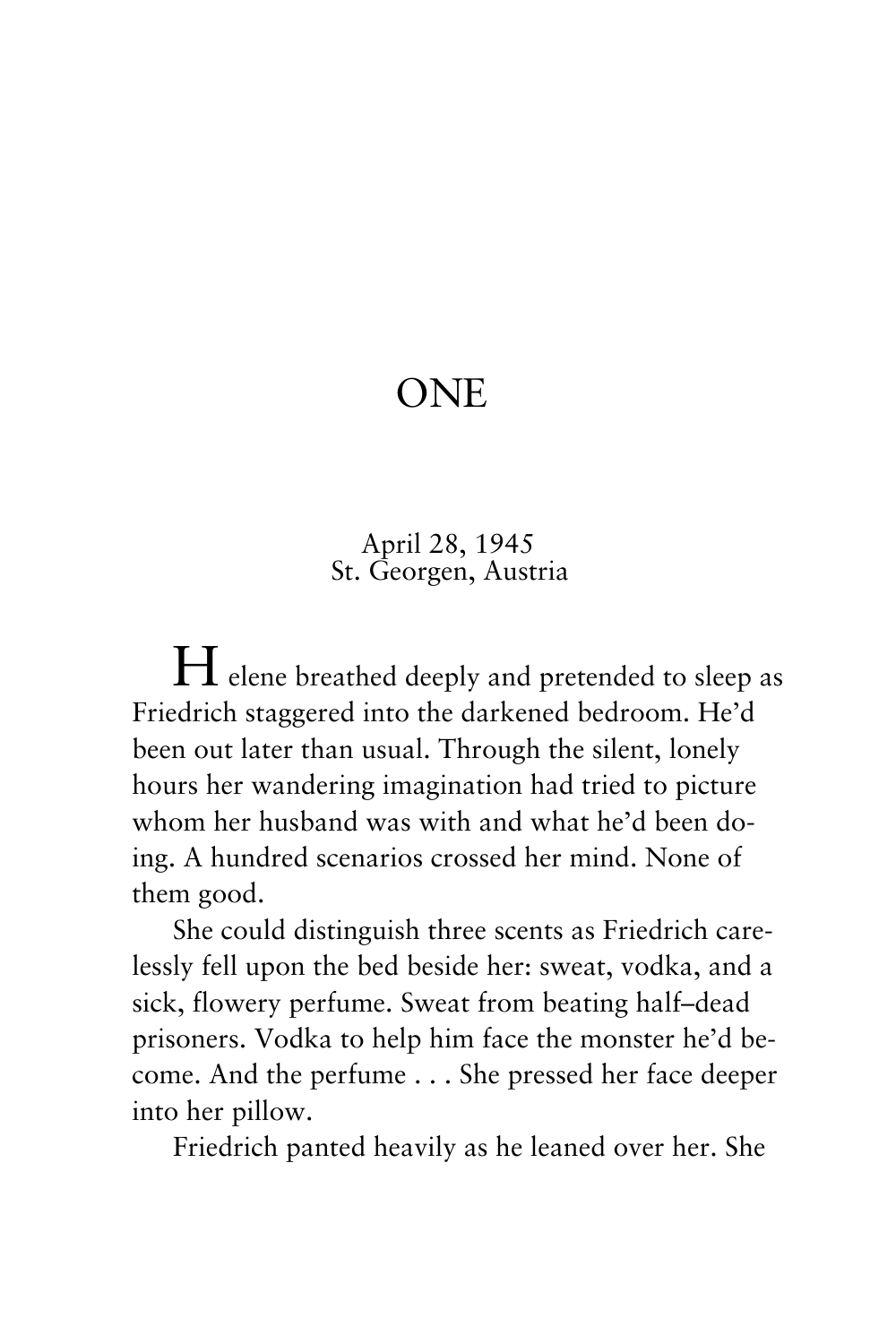# ONE

April 28, 1945
St. Georgen, Austria

Helene breathed deeply and pretended to sleep as Friedrich staggered into the darkened bedroom. He'd been out later than usual. Through the silent, lonely hours her wandering imagination had tried to picture whom her husband was with and what he'd been doing. A hundred scenarios crossed her mind. None of them good.

She could distinguish three scents as Friedrich carelessly fell upon the bed beside her: sweat, vodka, and a sick, flowery perfume. Sweat from beating half–dead prisoners. Vodka to help him face the monster he'd become. And the perfume . . . She pressed her face deeper into her pillow.

Friedrich panted heavily as he leaned over her. She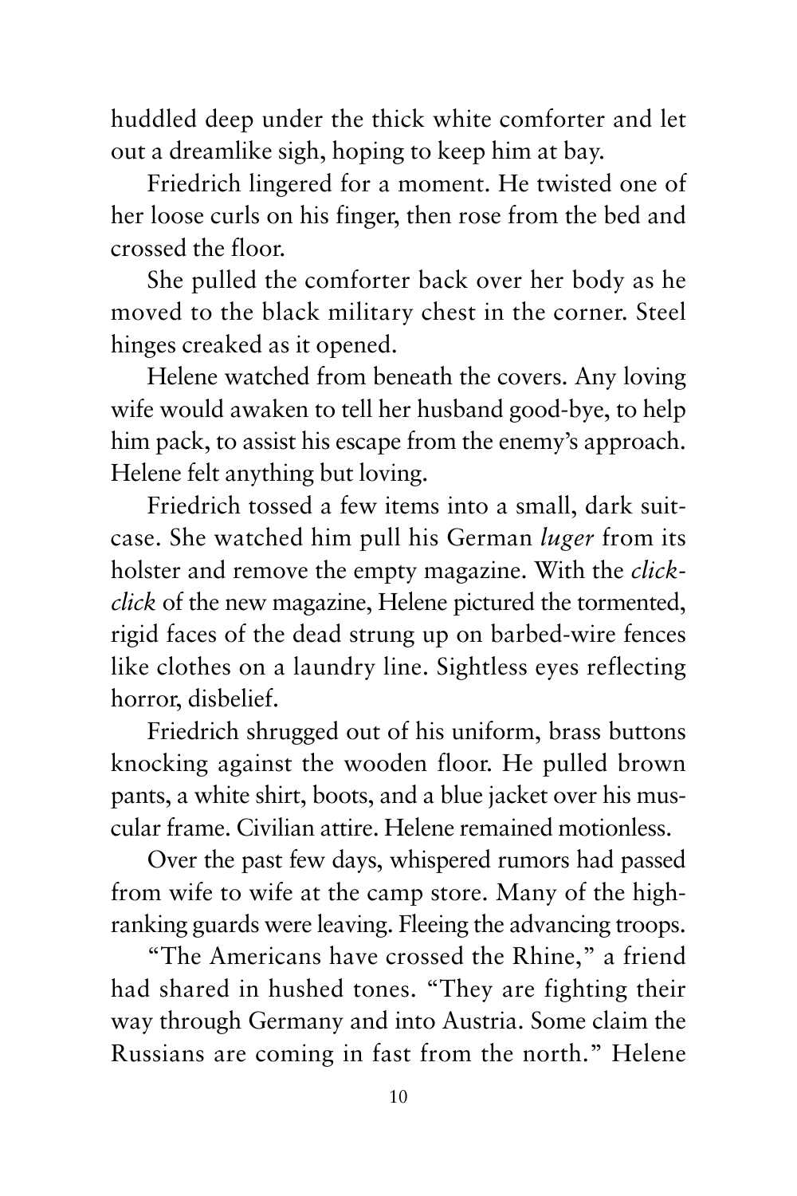huddled deep under the thick white comforter and let out a dreamlike sigh, hoping to keep him at bay.

Friedrich lingered for a moment. He twisted one of her loose curls on his finger, then rose from the bed and crossed the floor.

She pulled the comforter back over her body as he moved to the black military chest in the corner. Steel hinges creaked as it opened.

Helene watched from beneath the covers. Any loving wife would awaken to tell her husband good-bye, to help him pack, to assist his escape from the enemy's approach. Helene felt anything but loving.

Friedrich tossed a few items into a small, dark suitcase. She watched him pull his German *luger* from its holster and remove the empty magazine. With the *click-click* of the new magazine, Helene pictured the tormented, rigid faces of the dead strung up on barbed-wire fences like clothes on a laundry line. Sightless eyes reflecting horror, disbelief.

Friedrich shrugged out of his uniform, brass buttons knocking against the wooden floor. He pulled brown pants, a white shirt, boots, and a blue jacket over his muscular frame. Civilian attire. Helene remained motionless.

Over the past few days, whispered rumors had passed from wife to wife at the camp store. Many of the high-ranking guards were leaving. Fleeing the advancing troops.

"The Americans have crossed the Rhine," a friend had shared in hushed tones. "They are fighting their way through Germany and into Austria. Some claim the Russians are coming in fast from the north." Helene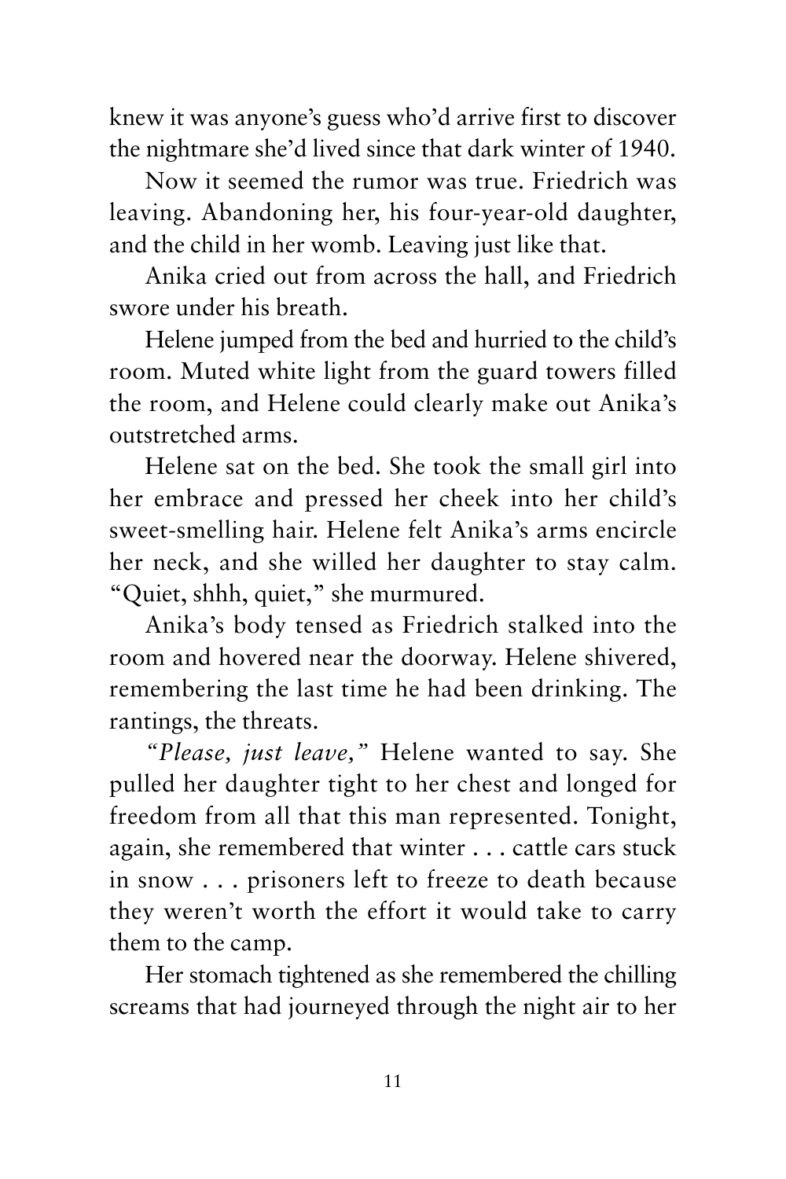knew it was anyone's guess who'd arrive first to discover the nightmare she'd lived since that dark winter of 1940.

Now it seemed the rumor was true. Friedrich was leaving. Abandoning her, his four-year-old daughter, and the child in her womb. Leaving just like that.

Anika cried out from across the hall, and Friedrich swore under his breath.

Helene jumped from the bed and hurried to the child's room. Muted white light from the guard towers filled the room, and Helene could clearly make out Anika's outstretched arms.

Helene sat on the bed. She took the small girl into her embrace and pressed her cheek into her child's sweet-smelling hair. Helene felt Anika's arms encircle her neck, and she willed her daughter to stay calm. "Quiet, shhh, quiet," she murmured.

Anika's body tensed as Friedrich stalked into the room and hovered near the doorway. Helene shivered, remembering the last time he had been drinking. The rantings, the threats.

*"Please, just leave,"* Helene wanted to say. She pulled her daughter tight to her chest and longed for freedom from all that this man represented. Tonight, again, she remembered that winter . . . cattle cars stuck in snow . . . prisoners left to freeze to death because they weren't worth the effort it would take to carry them to the camp.

Her stomach tightened as she remembered the chilling screams that had journeyed through the night air to her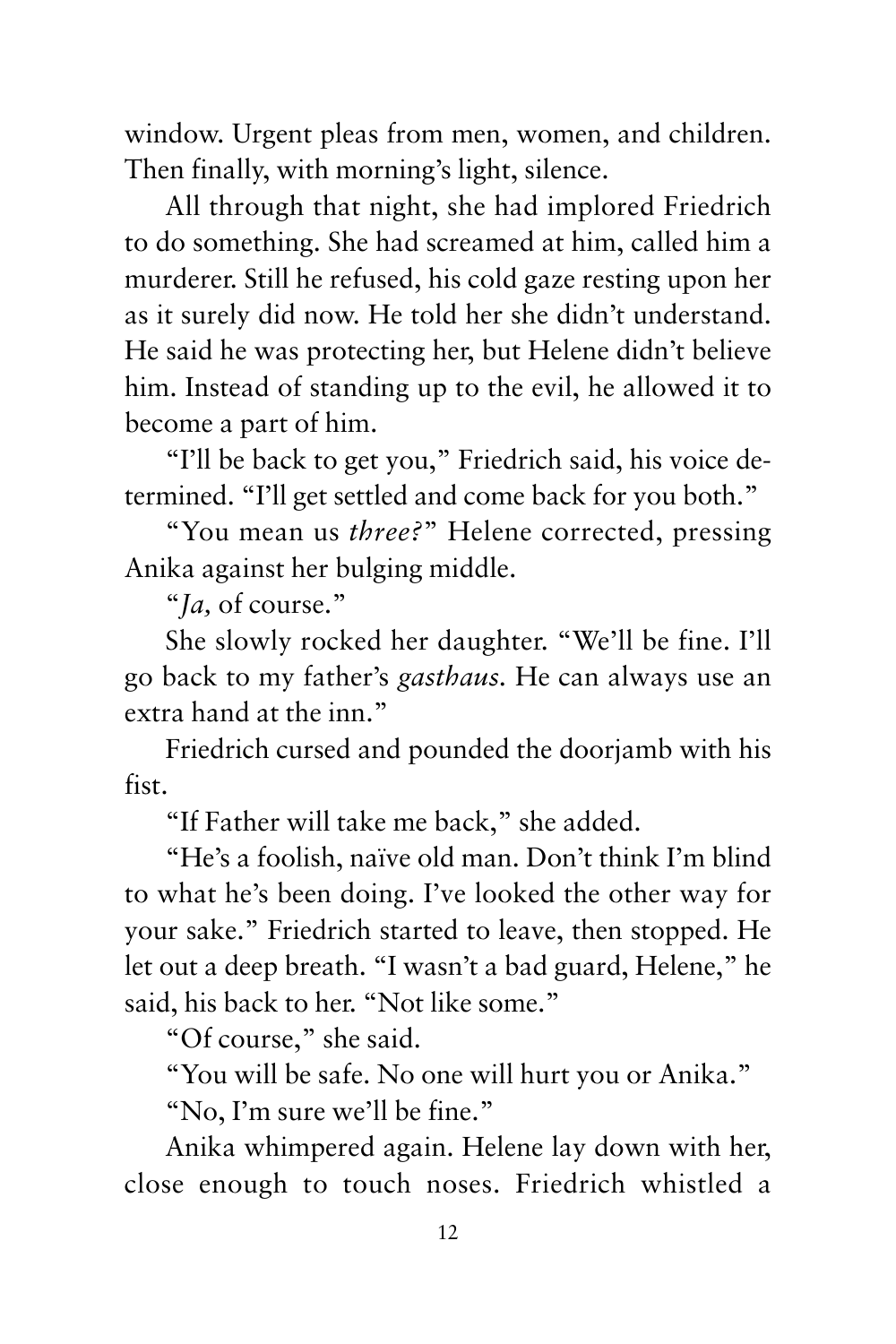window. Urgent pleas from men, women, and children. Then finally, with morning's light, silence.

All through that night, she had implored Friedrich to do something. She had screamed at him, called him a murderer. Still he refused, his cold gaze resting upon her as it surely did now. He told her she didn't understand. He said he was protecting her, but Helene didn't believe him. Instead of standing up to the evil, he allowed it to become a part of him.

"I'll be back to get you," Friedrich said, his voice determined. "I'll get settled and come back for you both."

"You mean us *three?*" Helene corrected, pressing Anika against her bulging middle.

"*Ja,* of course."

She slowly rocked her daughter. "We'll be fine. I'll go back to my father's *gasthaus.* He can always use an extra hand at the inn."

Friedrich cursed and pounded the doorjamb with his fist.

"If Father will take me back," she added.

"He's a foolish, naïve old man. Don't think I'm blind to what he's been doing. I've looked the other way for your sake." Friedrich started to leave, then stopped. He let out a deep breath. "I wasn't a bad guard, Helene," he said, his back to her. "Not like some."

"Of course," she said.

"You will be safe. No one will hurt you or Anika."

"No, I'm sure we'll be fine."

Anika whimpered again. Helene lay down with her, close enough to touch noses. Friedrich whistled a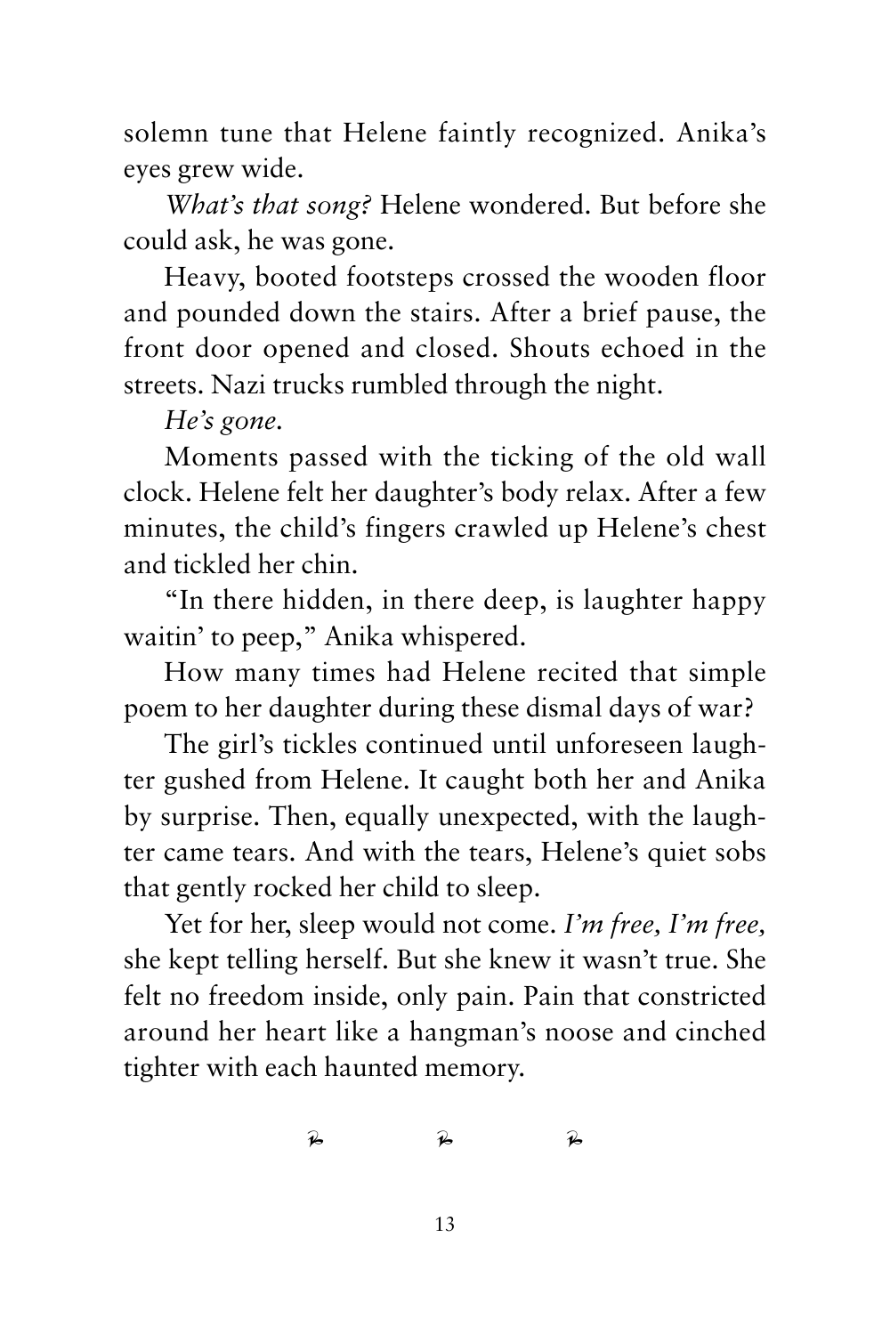solemn tune that Helene faintly recognized. Anika's eyes grew wide.

*What's that song?* Helene wondered. But before she could ask, he was gone.

Heavy, booted footsteps crossed the wooden floor and pounded down the stairs. After a brief pause, the front door opened and closed. Shouts echoed in the streets. Nazi trucks rumbled through the night.

*He's gone.*

Moments passed with the ticking of the old wall clock. Helene felt her daughter's body relax. After a few minutes, the child's fingers crawled up Helene's chest and tickled her chin.

"In there hidden, in there deep, is laughter happy waitin' to peep," Anika whispered.

How many times had Helene recited that simple poem to her daughter during these dismal days of war?

The girl's tickles continued until unforeseen laughter gushed from Helene. It caught both her and Anika by surprise. Then, equally unexpected, with the laughter came tears. And with the tears, Helene's quiet sobs that gently rocked her child to sleep.

Yet for her, sleep would not come. *I'm free, I'm free,* she kept telling herself. But she knew it wasn't true. She felt no freedom inside, only pain. Pain that constricted around her heart like a hangman's noose and cinched tighter with each haunted memory.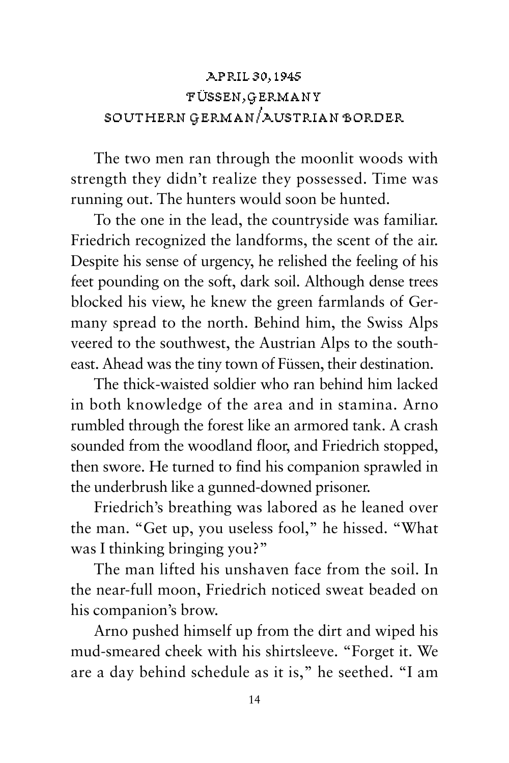## APRIL 30, 1945
## FÜSSEN, GERMANY
## SOUTHERN GERMAN/AUSTRIAN BORDER

The two men ran through the moonlit woods with strength they didn't realize they possessed. Time was running out. The hunters would soon be hunted.

To the one in the lead, the countryside was familiar. Friedrich recognized the landforms, the scent of the air. Despite his sense of urgency, he relished the feeling of his feet pounding on the soft, dark soil. Although dense trees blocked his view, he knew the green farmlands of Germany spread to the north. Behind him, the Swiss Alps veered to the southwest, the Austrian Alps to the southeast. Ahead was the tiny town of Füssen, their destination.

The thick-waisted soldier who ran behind him lacked in both knowledge of the area and in stamina. Arno rumbled through the forest like an armored tank. A crash sounded from the woodland floor, and Friedrich stopped, then swore. He turned to find his companion sprawled in the underbrush like a gunned-downed prisoner.

Friedrich's breathing was labored as he leaned over the man. "Get up, you useless fool," he hissed. "What was I thinking bringing you?"

The man lifted his unshaven face from the soil. In the near-full moon, Friedrich noticed sweat beaded on his companion's brow.

Arno pushed himself up from the dirt and wiped his mud-smeared cheek with his shirtsleeve. "Forget it. We are a day behind schedule as it is," he seethed. "I am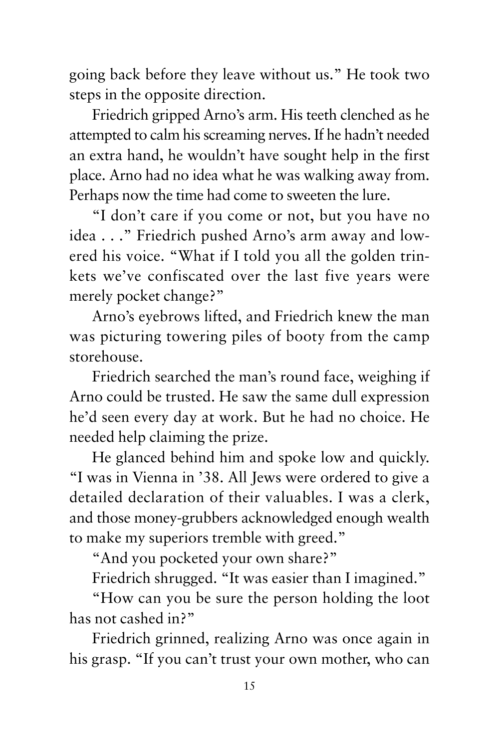going back before they leave without us." He took two steps in the opposite direction.

Friedrich gripped Arno's arm. His teeth clenched as he attempted to calm his screaming nerves. If he hadn't needed an extra hand, he wouldn't have sought help in the first place. Arno had no idea what he was walking away from. Perhaps now the time had come to sweeten the lure.

"I don't care if you come or not, but you have no idea . . ." Friedrich pushed Arno's arm away and lowered his voice. "What if I told you all the golden trinkets we've confiscated over the last five years were merely pocket change?"

Arno's eyebrows lifted, and Friedrich knew the man was picturing towering piles of booty from the camp storehouse.

Friedrich searched the man's round face, weighing if Arno could be trusted. He saw the same dull expression he'd seen every day at work. But he had no choice. He needed help claiming the prize.

He glanced behind him and spoke low and quickly. "I was in Vienna in '38. All Jews were ordered to give a detailed declaration of their valuables. I was a clerk, and those money-grubbers acknowledged enough wealth to make my superiors tremble with greed."

"And you pocketed your own share?"

Friedrich shrugged. "It was easier than I imagined."

"How can you be sure the person holding the loot has not cashed in?"

Friedrich grinned, realizing Arno was once again in his grasp. "If you can't trust your own mother, who can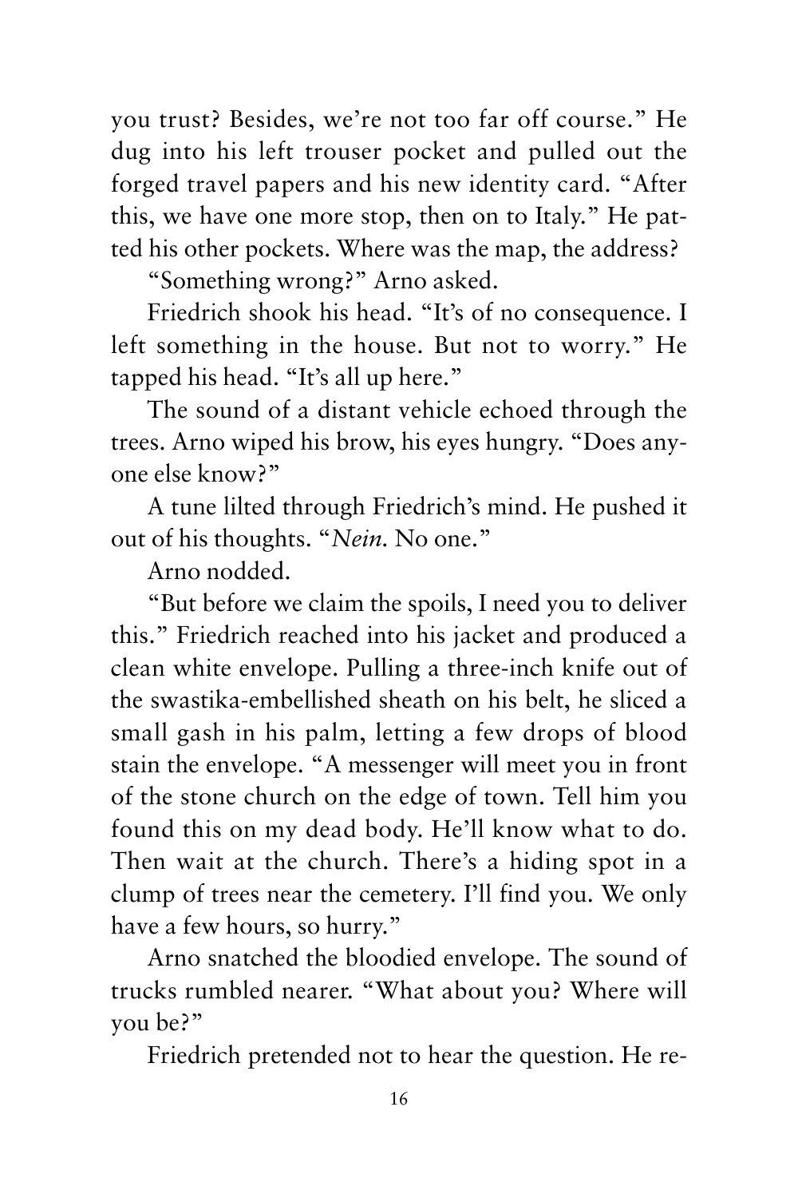you trust? Besides, we're not too far off course." He dug into his left trouser pocket and pulled out the forged travel papers and his new identity card. "After this, we have one more stop, then on to Italy." He patted his other pockets. Where was the map, the address?

"Something wrong?" Arno asked.

Friedrich shook his head. "It's of no consequence. I left something in the house. But not to worry." He tapped his head. "It's all up here."

The sound of a distant vehicle echoed through the trees. Arno wiped his brow, his eyes hungry. "Does anyone else know?"

A tune lilted through Friedrich's mind. He pushed it out of his thoughts. "*Nein.* No one."

Arno nodded.

"But before we claim the spoils, I need you to deliver this." Friedrich reached into his jacket and produced a clean white envelope. Pulling a three-inch knife out of the swastika-embellished sheath on his belt, he sliced a small gash in his palm, letting a few drops of blood stain the envelope. "A messenger will meet you in front of the stone church on the edge of town. Tell him you found this on my dead body. He'll know what to do. Then wait at the church. There's a hiding spot in a clump of trees near the cemetery. I'll find you. We only have a few hours, so hurry."

Arno snatched the bloodied envelope. The sound of trucks rumbled nearer. "What about you? Where will you be?"

Friedrich pretended not to hear the question. He re-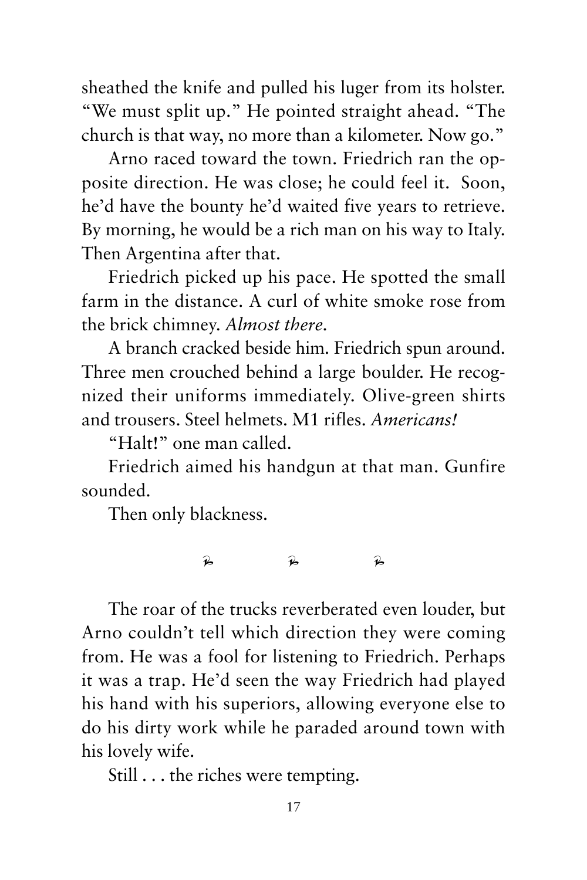sheathed the knife and pulled his luger from its holster. "We must split up." He pointed straight ahead. "The church is that way, no more than a kilometer. Now go."

Arno raced toward the town. Friedrich ran the opposite direction. He was close; he could feel it. Soon, he'd have the bounty he'd waited five years to retrieve. By morning, he would be a rich man on his way to Italy. Then Argentina after that.

Friedrich picked up his pace. He spotted the small farm in the distance. A curl of white smoke rose from the brick chimney. *Almost there.*

A branch cracked beside him. Friedrich spun around. Three men crouched behind a large boulder. He recognized their uniforms immediately. Olive-green shirts and trousers. Steel helmets. M1 rifles. *Americans!*

"Halt!" one man called.

Friedrich aimed his handgun at that man. Gunfire sounded.

Then only blackness.

❧ ❧ ❧

The roar of the trucks reverberated even louder, but Arno couldn't tell which direction they were coming from. He was a fool for listening to Friedrich. Perhaps it was a trap. He'd seen the way Friedrich had played his hand with his superiors, allowing everyone else to do his dirty work while he paraded around town with his lovely wife.

Still . . . the riches were tempting.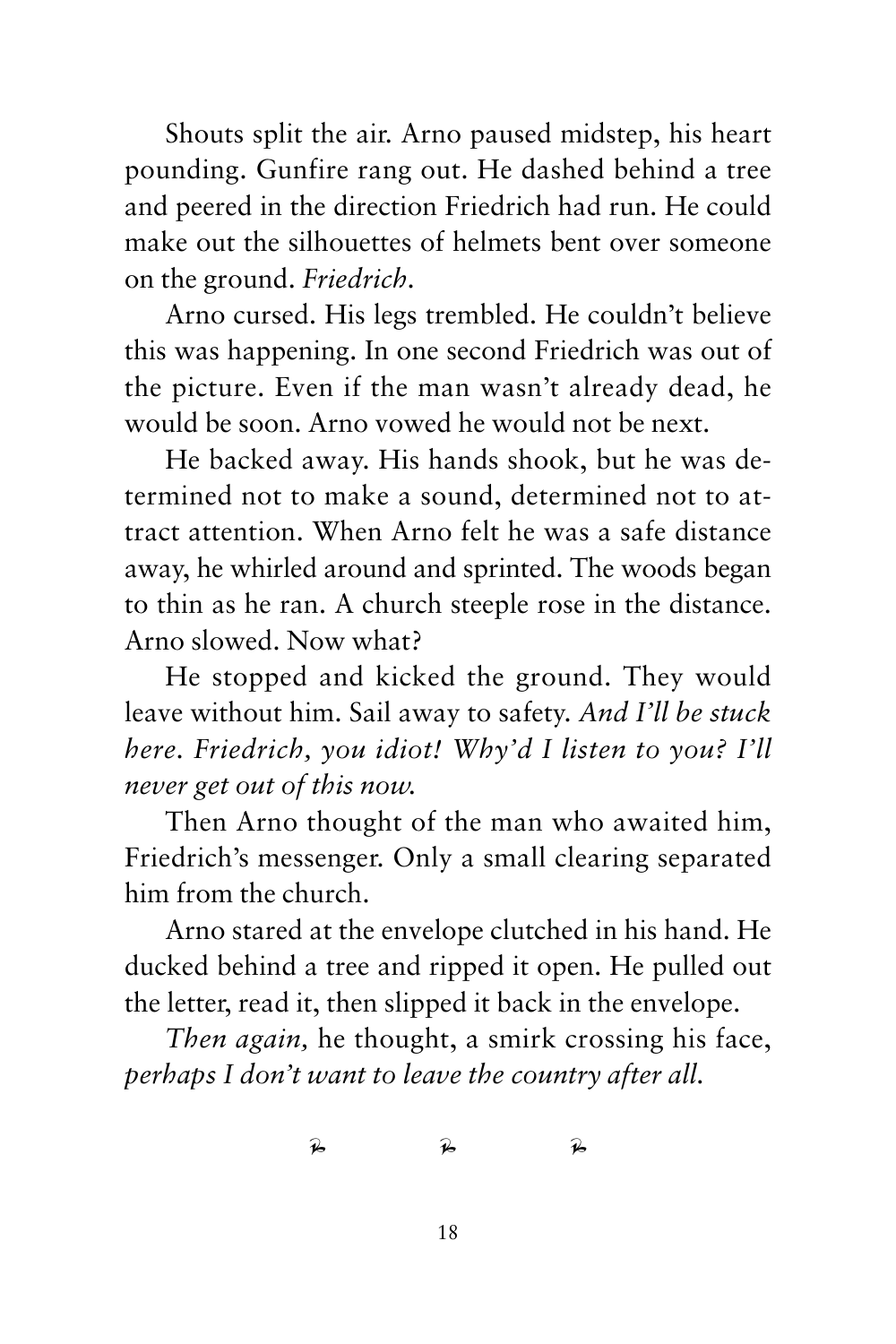Shouts split the air. Arno paused midstep, his heart pounding. Gunfire rang out. He dashed behind a tree and peered in the direction Friedrich had run. He could make out the silhouettes of helmets bent over someone on the ground. *Friedrich.*

Arno cursed. His legs trembled. He couldn't believe this was happening. In one second Friedrich was out of the picture. Even if the man wasn't already dead, he would be soon. Arno vowed he would not be next.

He backed away. His hands shook, but he was determined not to make a sound, determined not to attract attention. When Arno felt he was a safe distance away, he whirled around and sprinted. The woods began to thin as he ran. A church steeple rose in the distance. Arno slowed. Now what?

He stopped and kicked the ground. They would leave without him. Sail away to safety. *And I'll be stuck here. Friedrich, you idiot! Why'd I listen to you? I'll never get out of this now.*

Then Arno thought of the man who awaited him, Friedrich's messenger. Only a small clearing separated him from the church.

Arno stared at the envelope clutched in his hand. He ducked behind a tree and ripped it open. He pulled out the letter, read it, then slipped it back in the envelope.

*Then again,* he thought, a smirk crossing his face, *perhaps I don't want to leave the country after all.*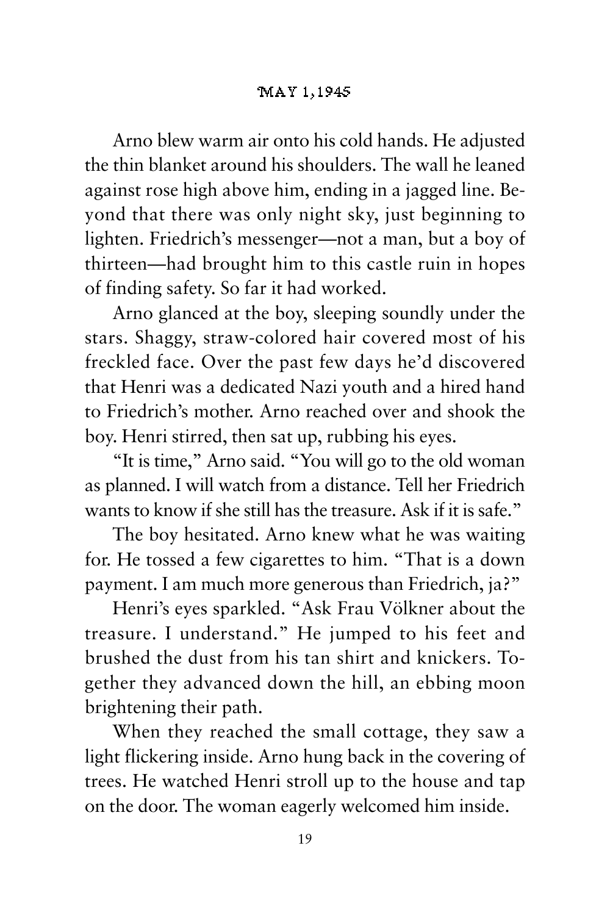## MAY 1, 1945

Arno blew warm air onto his cold hands. He adjusted the thin blanket around his shoulders. The wall he leaned against rose high above him, ending in a jagged line. Beyond that there was only night sky, just beginning to lighten. Friedrich's messenger—not a man, but a boy of thirteen—had brought him to this castle ruin in hopes of finding safety. So far it had worked.

Arno glanced at the boy, sleeping soundly under the stars. Shaggy, straw-colored hair covered most of his freckled face. Over the past few days he'd discovered that Henri was a dedicated Nazi youth and a hired hand to Friedrich's mother. Arno reached over and shook the boy. Henri stirred, then sat up, rubbing his eyes.

"It is time," Arno said. "You will go to the old woman as planned. I will watch from a distance. Tell her Friedrich wants to know if she still has the treasure. Ask if it is safe."

The boy hesitated. Arno knew what he was waiting for. He tossed a few cigarettes to him. "That is a down payment. I am much more generous than Friedrich, ja?"

Henri's eyes sparkled. "Ask Frau Völkner about the treasure. I understand." He jumped to his feet and brushed the dust from his tan shirt and knickers. Together they advanced down the hill, an ebbing moon brightening their path.

When they reached the small cottage, they saw a light flickering inside. Arno hung back in the covering of trees. He watched Henri stroll up to the house and tap on the door. The woman eagerly welcomed him inside.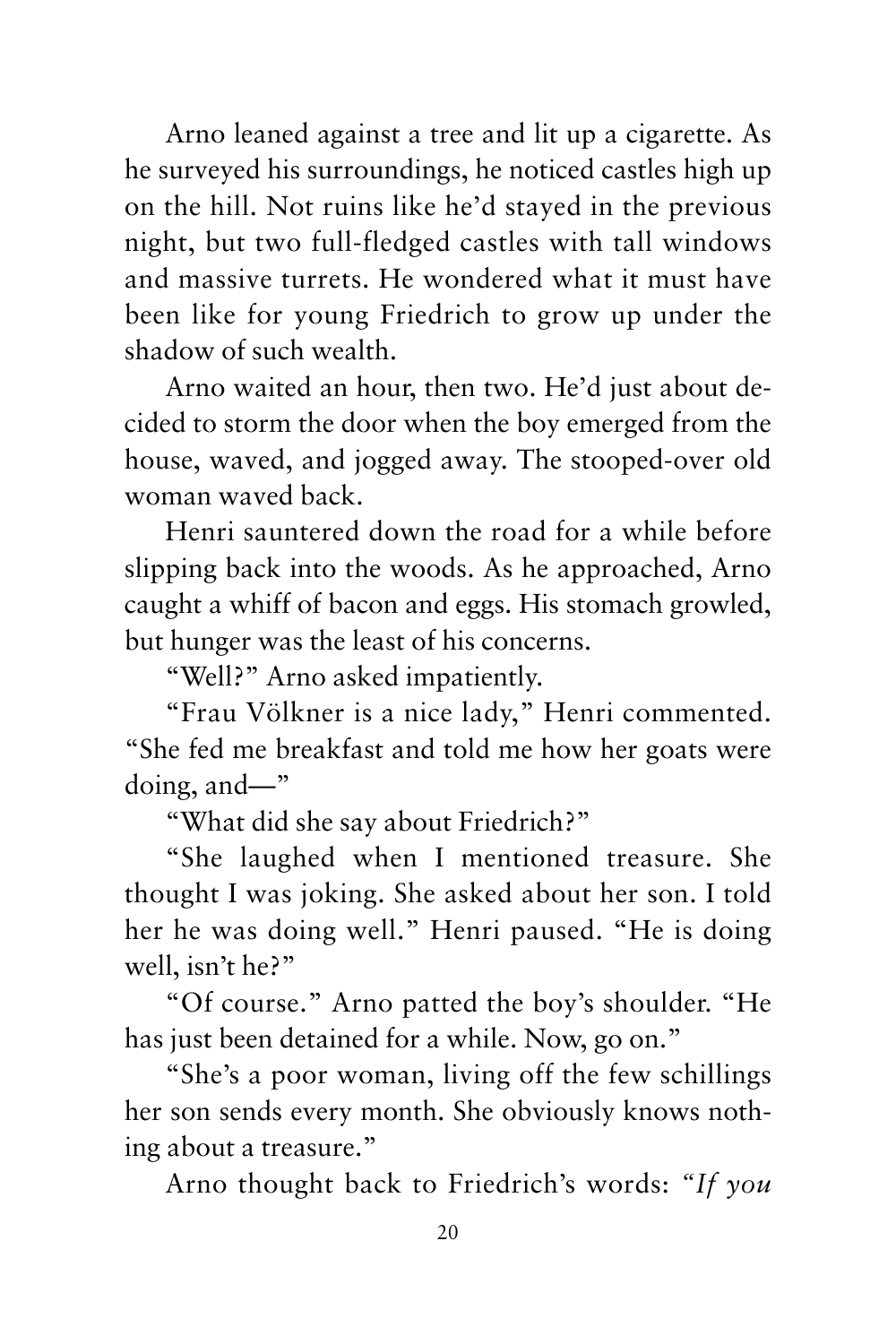Arno leaned against a tree and lit up a cigarette. As he surveyed his surroundings, he noticed castles high up on the hill. Not ruins like he'd stayed in the previous night, but two full-fledged castles with tall windows and massive turrets. He wondered what it must have been like for young Friedrich to grow up under the shadow of such wealth.

Arno waited an hour, then two. He'd just about decided to storm the door when the boy emerged from the house, waved, and jogged away. The stooped-over old woman waved back.

Henri sauntered down the road for a while before slipping back into the woods. As he approached, Arno caught a whiff of bacon and eggs. His stomach growled, but hunger was the least of his concerns.

"Well?" Arno asked impatiently.

"Frau Völkner is a nice lady," Henri commented. "She fed me breakfast and told me how her goats were doing, and—"

"What did she say about Friedrich?"

"She laughed when I mentioned treasure. She thought I was joking. She asked about her son. I told her he was doing well." Henri paused. "He is doing well, isn't he?"

"Of course." Arno patted the boy's shoulder. "He has just been detained for a while. Now, go on."

"She's a poor woman, living off the few schillings her son sends every month. She obviously knows nothing about a treasure."

Arno thought back to Friedrich's words: *"If you*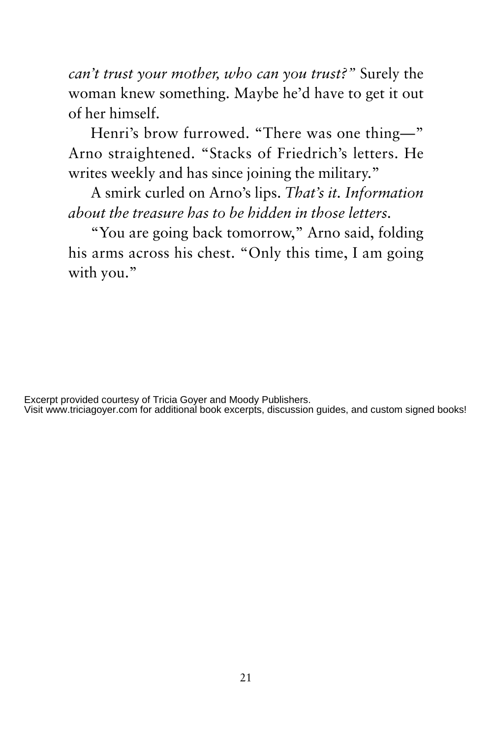*can't trust your mother, who can you trust?"* Surely the woman knew something. Maybe he'd have to get it out of her himself.

Henri's brow furrowed. "There was one thing—" Arno straightened. "Stacks of Friedrich's letters. He writes weekly and has since joining the military."

A smirk curled on Arno's lips. *That's it. Information about the treasure has to be hidden in those letters.*

"You are going back tomorrow," Arno said, folding his arms across his chest. "Only this time, I am going with you."

Excerpt provided courtesy of Tricia Goyer and Moody Publishers.
Visit www.triciagoyer.com for additional book excerpts, discussion guides, and custom signed books!